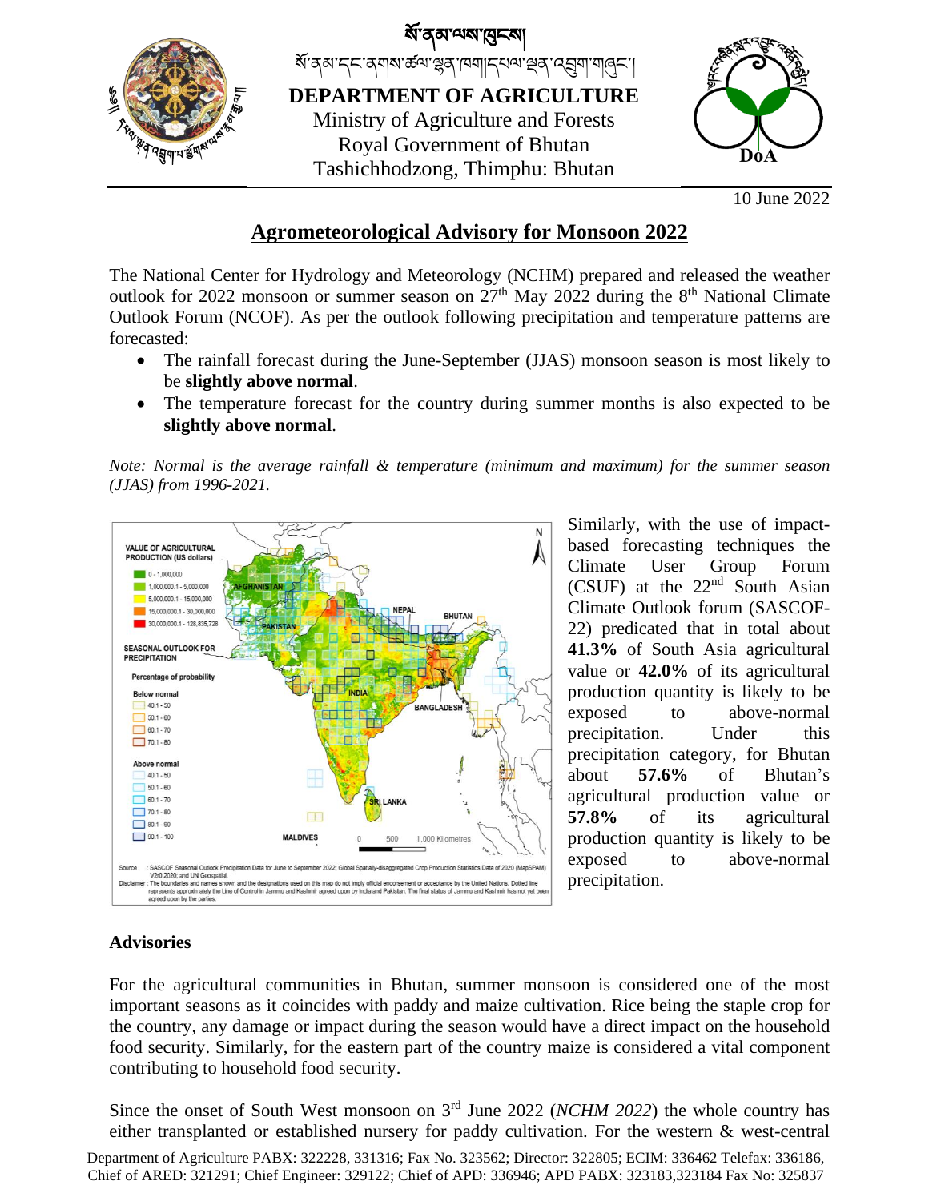སོ་ནམ་ལས་ཁུངས།

སོ་ནམ་དང་ནགས་ཚལ་ལྷན་ཁག་དཔལ་ལྡན་འབྲུག་གཞུང་།

**DEPARTMENT OF AGRICULTURE**

Ministry of Agriculture and Forests

Royal Government of Bhutan

Tashichhodzong, Thimphu: Bhutan

10 June 2022

# Agrometeorological Advisory for Monsoon 2022

The National Center for Hydrology and Meteorology (NCHM) prepared and released the weather outlook for 2022 monsoon or summer season on 27th May 2022 during the 8th National Climate Outlook Forum (NCOF). As per the outlook following precipitation and temperature patterns are forecasted:

- The rainfall forecast during the June-September (JJAS) monsoon season is most likely to be **slightly above normal**.
- The temperature forecast for the country during summer months is also expected to be **slightly above normal**.

*Note: Normal is the average rainfall & temperature (minimum and maximum) for the summer season (JJAS) from 1996-2021.*

Source : SASCOF Seasonal Outlook Precipitation Data for June to September 2022; Global Spatially-disaggregated Crop Production Statistics Data of 2020 (MapSPAM) V2r0 2020; and UN Geospatial.

Disclaimer : The boundaries and names shown and the designations used on this map do not imply official endorsement or acceptance by the United Nations. Dotted line represents approximately the Line of Control in Jammu and Kashmir agreed upon by India and Pakistan. The final status of Jammu and Kashmir has not yet been agreed upon by the parties.

Similarly, with the use of impact-based forecasting techniques the Climate User Group Forum (CSUF) at the 22nd South Asian Climate Outlook forum (SASCOF-22) predicated that in total about **41.3%** of South Asia agricultural value or **42.0%** of its agricultural production quantity is likely to be exposed to above-normal precipitation. Under this precipitation category, for Bhutan about **57.6%** of Bhutan's agricultural production value or **57.8%** of its agricultural production quantity is likely to be exposed to above-normal precipitation.

## Advisories

For the agricultural communities in Bhutan, summer monsoon is considered one of the most important seasons as it coincides with paddy and maize cultivation. Rice being the staple crop for the country, any damage or impact during the season would have a direct impact on the household food security. Similarly, for the eastern part of the country maize is considered a vital component contributing to household food security.

Since the onset of South West monsoon on 3rd June 2022 (*NCHM 2022*) the whole country has either transplanted or established nursery for paddy cultivation. For the western & west-central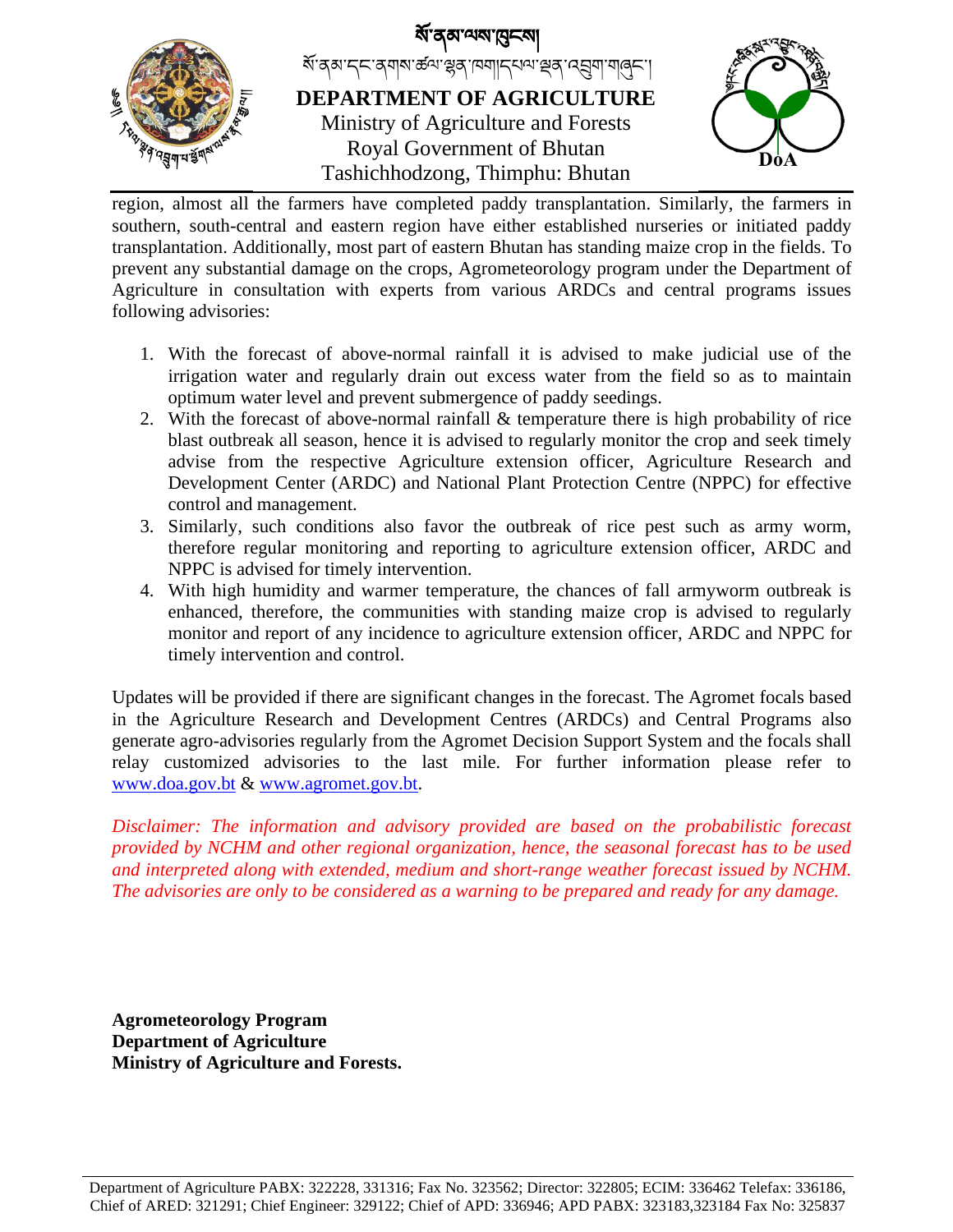region, almost all the farmers have completed paddy transplantation. Similarly, the farmers in southern, south-central and eastern region have either established nurseries or initiated paddy transplantation. Additionally, most part of eastern Bhutan has standing maize crop in the fields. To prevent any substantial damage on the crops, Agrometeorology program under the Department of Agriculture in consultation with experts from various ARDCs and central programs issues following advisories:

1. With the forecast of above-normal rainfall it is advised to make judicial use of the irrigation water and regularly drain out excess water from the field so as to maintain optimum water level and prevent submergence of paddy seedings.
2. With the forecast of above-normal rainfall & temperature there is high probability of rice blast outbreak all season, hence it is advised to regularly monitor the crop and seek timely advise from the respective Agriculture extension officer, Agriculture Research and Development Center (ARDC) and National Plant Protection Centre (NPPC) for effective control and management.
3. Similarly, such conditions also favor the outbreak of rice pest such as army worm, therefore regular monitoring and reporting to agriculture extension officer, ARDC and NPPC is advised for timely intervention.
4. With high humidity and warmer temperature, the chances of fall armyworm outbreak is enhanced, therefore, the communities with standing maize crop is advised to regularly monitor and report of any incidence to agriculture extension officer, ARDC and NPPC for timely intervention and control.

Updates will be provided if there are significant changes in the forecast. The Agromet focals based in the Agriculture Research and Development Centres (ARDCs) and Central Programs also generate agro-advisories regularly from the Agromet Decision Support System and the focals shall relay customized advisories to the last mile. For further information please refer to www.doa.gov.bt & www.agromet.gov.bt.

*Disclaimer: The information and advisory provided are based on the probabilistic forecast provided by NCHM and other regional organization, hence, the seasonal forecast has to be used and interpreted along with extended, medium and short-range weather forecast issued by NCHM. The advisories are only to be considered as a warning to be prepared and ready for any damage.*

**Agrometeorology Program**
**Department of Agriculture**
**Ministry of Agriculture and Forests.**